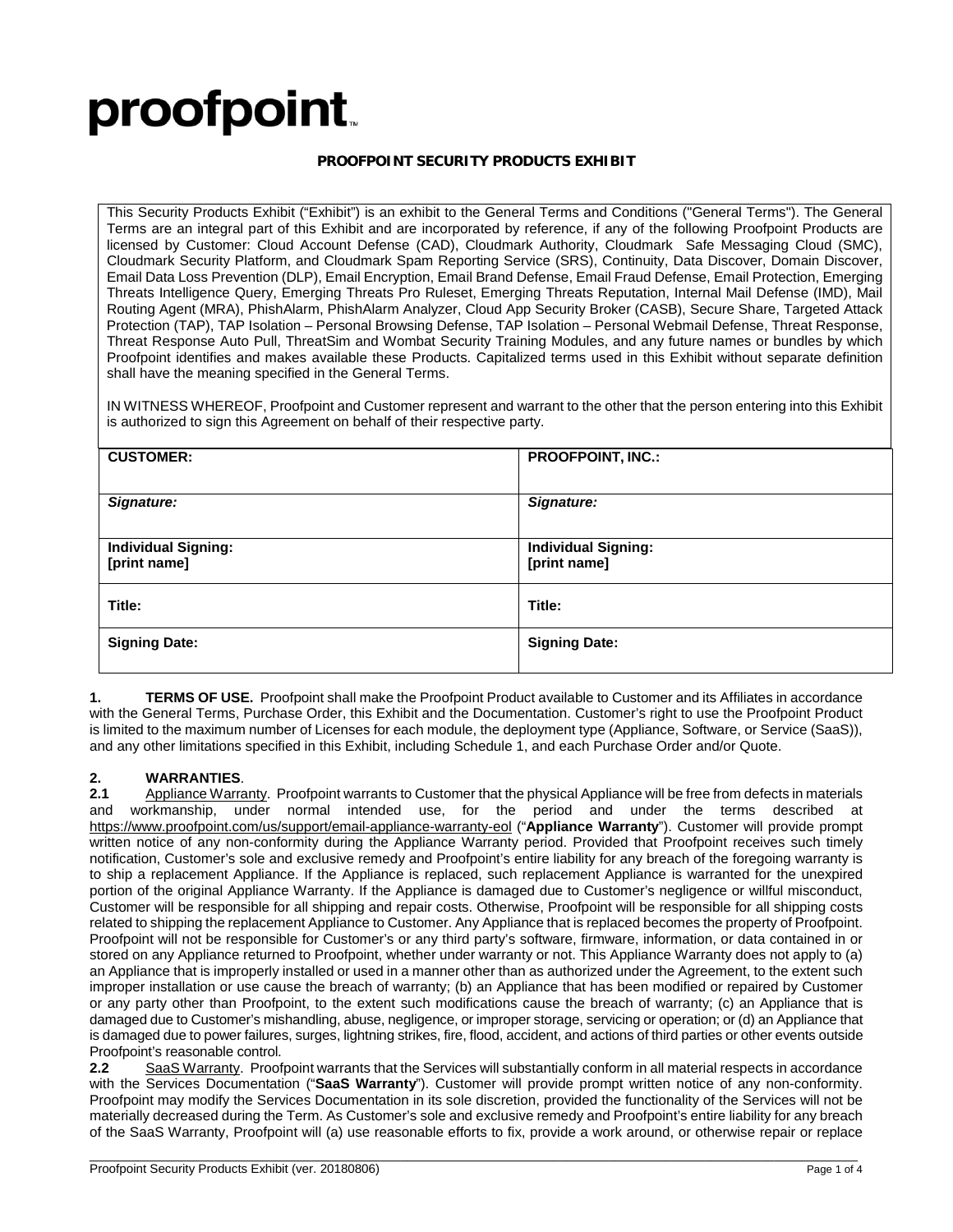# proofpoint.

**PROOFPOINT SECURITY PRODUCTS EXHIBIT**

This Security Products Exhibit ("Exhibit") is an exhibit to the General Terms and Conditions ("General Terms"). The General Terms are an integral part of this Exhibit and are incorporated by reference, if any of the following Proofpoint Products are licensed by Customer: Cloud Account Defense (CAD), Cloudmark Authority, Cloudmark Safe Messaging Cloud (SMC), Cloudmark Security Platform, and Cloudmark Spam Reporting Service (SRS), Continuity, Data Discover, Domain Discover, Email Data Loss Prevention (DLP), Email Encryption, Email Brand Defense, Email Fraud Defense, Email Protection, Emerging Threats Intelligence Query, Emerging Threats Pro Ruleset, Emerging Threats Reputation, Internal Mail Defense (IMD), Mail Routing Agent (MRA), PhishAlarm, PhishAlarm Analyzer, Cloud App Security Broker (CASB), Secure Share, Targeted Attack Protection (TAP), TAP Isolation – Personal Browsing Defense, TAP Isolation – Personal Webmail Defense, Threat Response, Threat Response Auto Pull, ThreatSim and Wombat Security Training Modules, and any future names or bundles by which Proofpoint identifies and makes available these Products. Capitalized terms used in this Exhibit without separate definition shall have the meaning specified in the General Terms.

IN WITNESS WHEREOF, Proofpoint and Customer represent and warrant to the other that the person entering into this Exhibit is authorized to sign this Agreement on behalf of their respective party.

| **CUSTOMER:** | **PROOFPOINT, INC.:** |
|---|---|
| ***Signature:*** | ***Signature:*** |
| **Individual Signing: [print name]** | **Individual Signing: [print name]** |
| **Title:** | **Title:** |
| **Signing Date:** | **Signing Date:** |

**1. TERMS OF USE.** Proofpoint shall make the Proofpoint Product available to Customer and its Affiliates in accordance with the General Terms, Purchase Order, this Exhibit and the Documentation. Customer's right to use the Proofpoint Product is limited to the maximum number of Licenses for each module, the deployment type (Appliance, Software, or Service (SaaS)), and any other limitations specified in this Exhibit, including Schedule 1, and each Purchase Order and/or Quote.

**2. WARRANTIES**.

**2.1** Appliance Warranty. Proofpoint warrants to Customer that the physical Appliance will be free from defects in materials and workmanship, under normal intended use, for the period and under the terms described at https://www.proofpoint.com/us/support/email-appliance-warranty-eol ("**Appliance Warranty**"). Customer will provide prompt written notice of any non-conformity during the Appliance Warranty period. Provided that Proofpoint receives such timely notification, Customer's sole and exclusive remedy and Proofpoint's entire liability for any breach of the foregoing warranty is to ship a replacement Appliance. If the Appliance is replaced, such replacement Appliance is warranted for the unexpired portion of the original Appliance Warranty. If the Appliance is damaged due to Customer's negligence or willful misconduct, Customer will be responsible for all shipping and repair costs. Otherwise, Proofpoint will be responsible for all shipping costs related to shipping the replacement Appliance to Customer. Any Appliance that is replaced becomes the property of Proofpoint. Proofpoint will not be responsible for Customer's or any third party's software, firmware, information, or data contained in or stored on any Appliance returned to Proofpoint, whether under warranty or not. This Appliance Warranty does not apply to (a) an Appliance that is improperly installed or used in a manner other than as authorized under the Agreement, to the extent such improper installation or use cause the breach of warranty; (b) an Appliance that has been modified or repaired by Customer or any party other than Proofpoint, to the extent such modifications cause the breach of warranty; (c) an Appliance that is damaged due to Customer's mishandling, abuse, negligence, or improper storage, servicing or operation; or (d) an Appliance that is damaged due to power failures, surges, lightning strikes, fire, flood, accident, and actions of third parties or other events outside Proofpoint's reasonable control.

**2.2** SaaS Warranty. Proofpoint warrants that the Services will substantially conform in all material respects in accordance with the Services Documentation ("**SaaS Warranty**"). Customer will provide prompt written notice of any non-conformity. Proofpoint may modify the Services Documentation in its sole discretion, provided the functionality of the Services will not be materially decreased during the Term. As Customer's sole and exclusive remedy and Proofpoint's entire liability for any breach of the SaaS Warranty, Proofpoint will (a) use reasonable efforts to fix, provide a work around, or otherwise repair or replace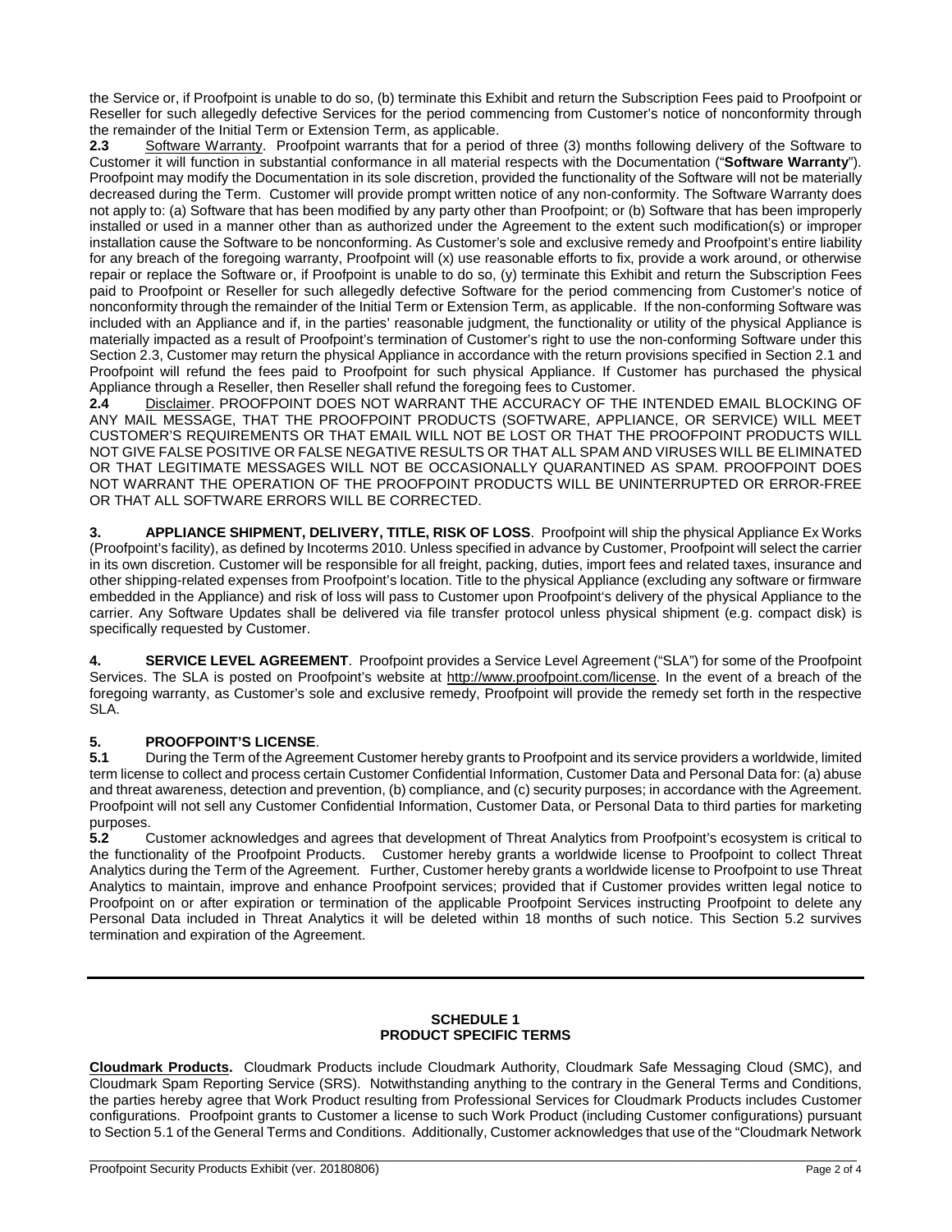the Service or, if Proofpoint is unable to do so, (b) terminate this Exhibit and return the Subscription Fees paid to Proofpoint or Reseller for such allegedly defective Services for the period commencing from Customer's notice of nonconformity through the remainder of the Initial Term or Extension Term, as applicable.

**2.3** Software Warranty. Proofpoint warrants that for a period of three (3) months following delivery of the Software to Customer it will function in substantial conformance in all material respects with the Documentation ("**Software Warranty**"). Proofpoint may modify the Documentation in its sole discretion, provided the functionality of the Software will not be materially decreased during the Term. Customer will provide prompt written notice of any non-conformity. The Software Warranty does not apply to: (a) Software that has been modified by any party other than Proofpoint; or (b) Software that has been improperly installed or used in a manner other than as authorized under the Agreement to the extent such modification(s) or improper installation cause the Software to be nonconforming. As Customer's sole and exclusive remedy and Proofpoint's entire liability for any breach of the foregoing warranty, Proofpoint will (x) use reasonable efforts to fix, provide a work around, or otherwise repair or replace the Software or, if Proofpoint is unable to do so, (y) terminate this Exhibit and return the Subscription Fees paid to Proofpoint or Reseller for such allegedly defective Software for the period commencing from Customer's notice of nonconformity through the remainder of the Initial Term or Extension Term, as applicable. If the non-conforming Software was included with an Appliance and if, in the parties' reasonable judgment, the functionality or utility of the physical Appliance is materially impacted as a result of Proofpoint's termination of Customer's right to use the non-conforming Software under this Section 2.3, Customer may return the physical Appliance in accordance with the return provisions specified in Section 2.1 and Proofpoint will refund the fees paid to Proofpoint for such physical Appliance. If Customer has purchased the physical Appliance through a Reseller, then Reseller shall refund the foregoing fees to Customer.

**2.4** Disclaimer. PROOFPOINT DOES NOT WARRANT THE ACCURACY OF THE INTENDED EMAIL BLOCKING OF ANY MAIL MESSAGE, THAT THE PROOFPOINT PRODUCTS (SOFTWARE, APPLIANCE, OR SERVICE) WILL MEET CUSTOMER'S REQUIREMENTS OR THAT EMAIL WILL NOT BE LOST OR THAT THE PROOFPOINT PRODUCTS WILL NOT GIVE FALSE POSITIVE OR FALSE NEGATIVE RESULTS OR THAT ALL SPAM AND VIRUSES WILL BE ELIMINATED OR THAT LEGITIMATE MESSAGES WILL NOT BE OCCASIONALLY QUARANTINED AS SPAM. PROOFPOINT DOES NOT WARRANT THE OPERATION OF THE PROOFPOINT PRODUCTS WILL BE UNINTERRUPTED OR ERROR-FREE OR THAT ALL SOFTWARE ERRORS WILL BE CORRECTED.

**3. APPLIANCE SHIPMENT, DELIVERY, TITLE, RISK OF LOSS**. Proofpoint will ship the physical Appliance Ex Works (Proofpoint's facility), as defined by Incoterms 2010. Unless specified in advance by Customer, Proofpoint will select the carrier in its own discretion. Customer will be responsible for all freight, packing, duties, import fees and related taxes, insurance and other shipping-related expenses from Proofpoint's location. Title to the physical Appliance (excluding any software or firmware embedded in the Appliance) and risk of loss will pass to Customer upon Proofpoint's delivery of the physical Appliance to the carrier. Any Software Updates shall be delivered via file transfer protocol unless physical shipment (e.g. compact disk) is specifically requested by Customer.

**4. SERVICE LEVEL AGREEMENT**. Proofpoint provides a Service Level Agreement ("SLA") for some of the Proofpoint Services. The SLA is posted on Proofpoint's website at http://www.proofpoint.com/license. In the event of a breach of the foregoing warranty, as Customer's sole and exclusive remedy, Proofpoint will provide the remedy set forth in the respective SLA.

**5. PROOFPOINT'S LICENSE**.

**5.1** During the Term of the Agreement Customer hereby grants to Proofpoint and its service providers a worldwide, limited term license to collect and process certain Customer Confidential Information, Customer Data and Personal Data for: (a) abuse and threat awareness, detection and prevention, (b) compliance, and (c) security purposes; in accordance with the Agreement. Proofpoint will not sell any Customer Confidential Information, Customer Data, or Personal Data to third parties for marketing purposes.

**5.2** Customer acknowledges and agrees that development of Threat Analytics from Proofpoint's ecosystem is critical to the functionality of the Proofpoint Products. Customer hereby grants a worldwide license to Proofpoint to collect Threat Analytics during the Term of the Agreement. Further, Customer hereby grants a worldwide license to Proofpoint to use Threat Analytics to maintain, improve and enhance Proofpoint services; provided that if Customer provides written legal notice to Proofpoint on or after expiration or termination of the applicable Proofpoint Services instructing Proofpoint to delete any Personal Data included in Threat Analytics it will be deleted within 18 months of such notice. This Section 5.2 survives termination and expiration of the Agreement.

---

## SCHEDULE 1
## PRODUCT SPECIFIC TERMS

**Cloudmark Products.** Cloudmark Products include Cloudmark Authority, Cloudmark Safe Messaging Cloud (SMC), and Cloudmark Spam Reporting Service (SRS). Notwithstanding anything to the contrary in the General Terms and Conditions, the parties hereby agree that Work Product resulting from Professional Services for Cloudmark Products includes Customer configurations. Proofpoint grants to Customer a license to such Work Product (including Customer configurations) pursuant to Section 5.1 of the General Terms and Conditions. Additionally, Customer acknowledges that use of the "Cloudmark Network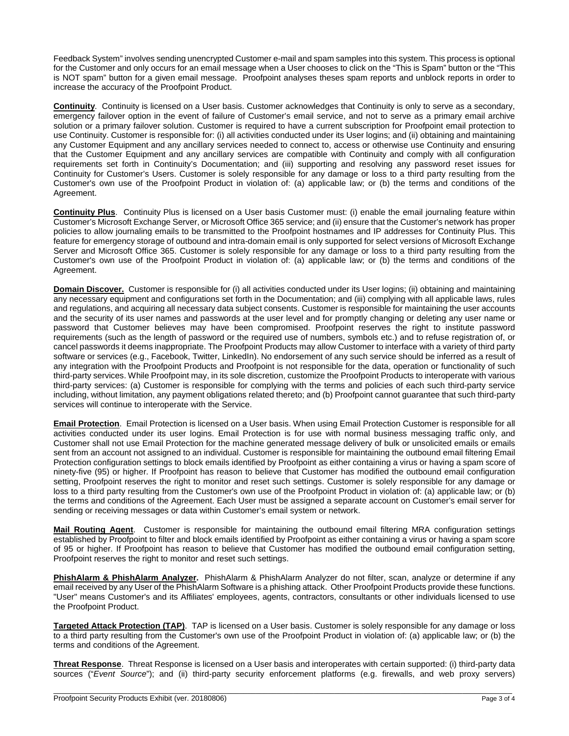Feedback System" involves sending unencrypted Customer e-mail and spam samples into this system. This process is optional for the Customer and only occurs for an email message when a User chooses to click on the "This is Spam" button or the "This is NOT spam" button for a given email message. Proofpoint analyses theses spam reports and unblock reports in order to increase the accuracy of the Proofpoint Product.

**Continuity**. Continuity is licensed on a User basis. Customer acknowledges that Continuity is only to serve as a secondary, emergency failover option in the event of failure of Customer's email service, and not to serve as a primary email archive solution or a primary failover solution. Customer is required to have a current subscription for Proofpoint email protection to use Continuity. Customer is responsible for: (i) all activities conducted under its User logins; and (ii) obtaining and maintaining any Customer Equipment and any ancillary services needed to connect to, access or otherwise use Continuity and ensuring that the Customer Equipment and any ancillary services are compatible with Continuity and comply with all configuration requirements set forth in Continuity's Documentation; and (iii) supporting and resolving any password reset issues for Continuity for Customer's Users. Customer is solely responsible for any damage or loss to a third party resulting from the Customer's own use of the Proofpoint Product in violation of: (a) applicable law; or (b) the terms and conditions of the Agreement.

**Continuity Plus**. Continuity Plus is licensed on a User basis Customer must: (i) enable the email journaling feature within Customer's Microsoft Exchange Server, or Microsoft Office 365 service; and (ii) ensure that the Customer's network has proper policies to allow journaling emails to be transmitted to the Proofpoint hostnames and IP addresses for Continuity Plus. This feature for emergency storage of outbound and intra-domain email is only supported for select versions of Microsoft Exchange Server and Microsoft Office 365. Customer is solely responsible for any damage or loss to a third party resulting from the Customer's own use of the Proofpoint Product in violation of: (a) applicable law; or (b) the terms and conditions of the Agreement.

**Domain Discover.** Customer is responsible for (i) all activities conducted under its User logins; (ii) obtaining and maintaining any necessary equipment and configurations set forth in the Documentation; and (iii) complying with all applicable laws, rules and regulations, and acquiring all necessary data subject consents. Customer is responsible for maintaining the user accounts and the security of its user names and passwords at the user level and for promptly changing or deleting any user name or password that Customer believes may have been compromised. Proofpoint reserves the right to institute password requirements (such as the length of password or the required use of numbers, symbols etc.) and to refuse registration of, or cancel passwords it deems inappropriate. The Proofpoint Products may allow Customer to interface with a variety of third party software or services (e.g., Facebook, Twitter, LinkedIn). No endorsement of any such service should be inferred as a result of any integration with the Proofpoint Products and Proofpoint is not responsible for the data, operation or functionality of such third-party services. While Proofpoint may, in its sole discretion, customize the Proofpoint Products to interoperate with various third-party services: (a) Customer is responsible for complying with the terms and policies of each such third-party service including, without limitation, any payment obligations related thereto; and (b) Proofpoint cannot guarantee that such third-party services will continue to interoperate with the Service.

**Email Protection**. Email Protection is licensed on a User basis. When using Email Protection Customer is responsible for all activities conducted under its user logins. Email Protection is for use with normal business messaging traffic only, and Customer shall not use Email Protection for the machine generated message delivery of bulk or unsolicited emails or emails sent from an account not assigned to an individual. Customer is responsible for maintaining the outbound email filtering Email Protection configuration settings to block emails identified by Proofpoint as either containing a virus or having a spam score of ninety-five (95) or higher. If Proofpoint has reason to believe that Customer has modified the outbound email configuration setting, Proofpoint reserves the right to monitor and reset such settings. Customer is solely responsible for any damage or loss to a third party resulting from the Customer's own use of the Proofpoint Product in violation of: (a) applicable law; or (b) the terms and conditions of the Agreement. Each User must be assigned a separate account on Customer's email server for sending or receiving messages or data within Customer's email system or network.

**Mail Routing Agent**. Customer is responsible for maintaining the outbound email filtering MRA configuration settings established by Proofpoint to filter and block emails identified by Proofpoint as either containing a virus or having a spam score of 95 or higher. If Proofpoint has reason to believe that Customer has modified the outbound email configuration setting, Proofpoint reserves the right to monitor and reset such settings.

**PhishAlarm & PhishAlarm Analyzer.** PhishAlarm & PhishAlarm Analyzer do not filter, scan, analyze or determine if any email received by any User of the PhishAlarm Software is a phishing attack. Other Proofpoint Products provide these functions. "User" means Customer's and its Affiliates' employees, agents, contractors, consultants or other individuals licensed to use the Proofpoint Product.

**Targeted Attack Protection (TAP)**. TAP is licensed on a User basis. Customer is solely responsible for any damage or loss to a third party resulting from the Customer's own use of the Proofpoint Product in violation of: (a) applicable law; or (b) the terms and conditions of the Agreement.

**Threat Response**. Threat Response is licensed on a User basis and interoperates with certain supported: (i) third-party data sources ("*Event Source*"); and (ii) third-party security enforcement platforms (e.g. firewalls, and web proxy servers)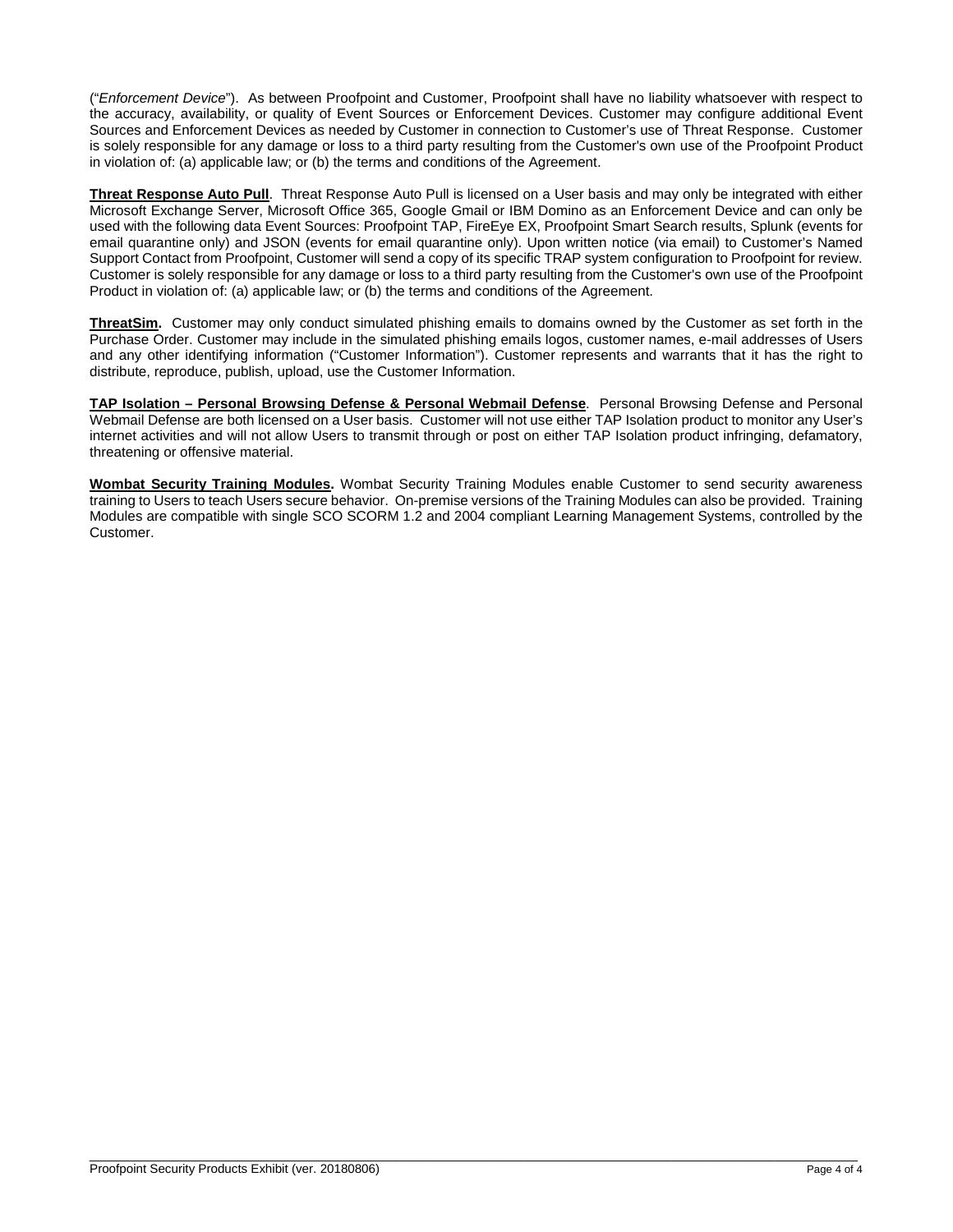("*Enforcement Device*"). As between Proofpoint and Customer, Proofpoint shall have no liability whatsoever with respect to the accuracy, availability, or quality of Event Sources or Enforcement Devices. Customer may configure additional Event Sources and Enforcement Devices as needed by Customer in connection to Customer's use of Threat Response. Customer is solely responsible for any damage or loss to a third party resulting from the Customer's own use of the Proofpoint Product in violation of: (a) applicable law; or (b) the terms and conditions of the Agreement.

**Threat Response Auto Pull**. Threat Response Auto Pull is licensed on a User basis and may only be integrated with either Microsoft Exchange Server, Microsoft Office 365, Google Gmail or IBM Domino as an Enforcement Device and can only be used with the following data Event Sources: Proofpoint TAP, FireEye EX, Proofpoint Smart Search results, Splunk (events for email quarantine only) and JSON (events for email quarantine only). Upon written notice (via email) to Customer's Named Support Contact from Proofpoint, Customer will send a copy of its specific TRAP system configuration to Proofpoint for review. Customer is solely responsible for any damage or loss to a third party resulting from the Customer's own use of the Proofpoint Product in violation of: (a) applicable law; or (b) the terms and conditions of the Agreement.

**ThreatSim.** Customer may only conduct simulated phishing emails to domains owned by the Customer as set forth in the Purchase Order. Customer may include in the simulated phishing emails logos, customer names, e-mail addresses of Users and any other identifying information ("Customer Information"). Customer represents and warrants that it has the right to distribute, reproduce, publish, upload, use the Customer Information.

**TAP Isolation – Personal Browsing Defense & Personal Webmail Defense**. Personal Browsing Defense and Personal Webmail Defense are both licensed on a User basis. Customer will not use either TAP Isolation product to monitor any User's internet activities and will not allow Users to transmit through or post on either TAP Isolation product infringing, defamatory, threatening or offensive material.

**Wombat Security Training Modules.** Wombat Security Training Modules enable Customer to send security awareness training to Users to teach Users secure behavior. On-premise versions of the Training Modules can also be provided. Training Modules are compatible with single SCO SCORM 1.2 and 2004 compliant Learning Management Systems, controlled by the Customer.